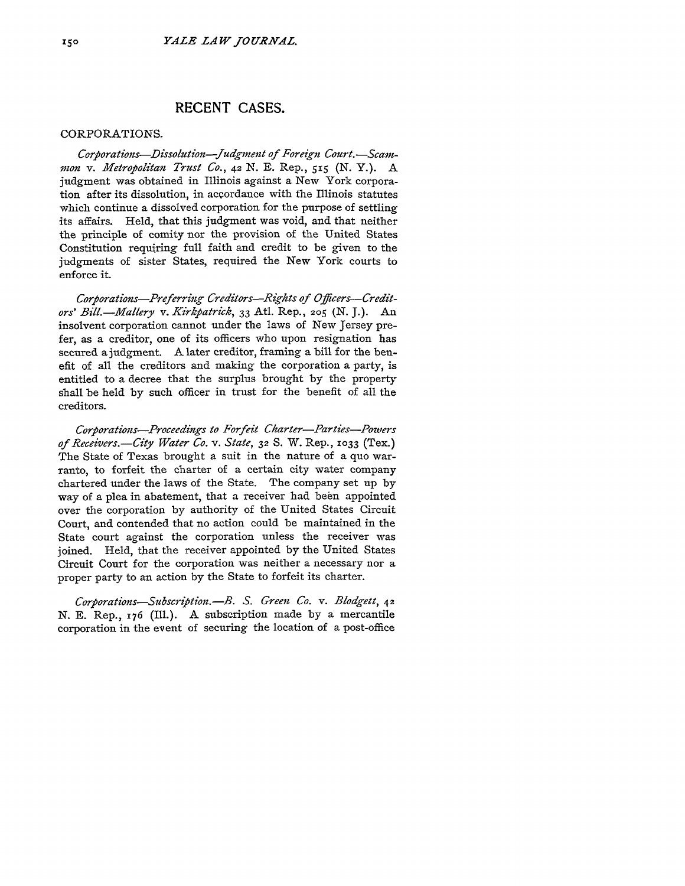# RECENT CASES.

## CORPORATIONS.

*Corporations—Dissolution—Judgment of Foreign Court.—Scammon* v. *Metropolitan Trust Co.*, 42 N. E. Rep., 515 (N. Y.). A judgment was obtained in Illinois against a New York corporation after its dissolution, in accordance with the Illinois statutes which continue a dissolved corporation for the purpose of settling its affairs. Held, that this judgment was void, and that neither the principle of comity nor the provision of the United States Constitution requiring full faith and credit to be given to the judgments of sister States, required the New York courts to enforce it.

*Corporations—Preferring Creditors—Rights of Officers—Creditors' Bill.—Mallery* v. *Kirkpatrick*, 33 Atl. Rep., 205 (N. J.). An insolvent corporation cannot under the laws of New Jersey prefer, as a creditor, one of its officers who upon resignation has secured a judgment. A later creditor, framing a bill for the benefit of all the creditors and making the corporation a party, is entitled to a decree that the surplus brought by the property shall be held by such officer in trust for the benefit of all the creditors.

*Corporations—Proceedings to Forfeit Charter—Parties—Powers of Receivers.—City Water Co.* v. *State*, 32 S. W. Rep., 1033 (Tex.) The State of Texas brought a suit in the nature of a quo warranto, to forfeit the charter of a certain city water company chartered under the laws of the State. The company set up by way of a plea in abatement, that a receiver had been appointed over the corporation by authority of the United States Circuit Court, and contended that no action could be maintained in the State court against the corporation unless the receiver was joined. Held, that the receiver appointed by the United States Circuit Court for the corporation was neither a necessary nor a proper party to an action by the State to forfeit its charter.

*Corporations—Subscription.—B. S. Green Co.* v. *Blodgett*, 42 N. E. Rep., 176 (Ill.). A subscription made by a mercantile corporation in the event of securing the location of a post-office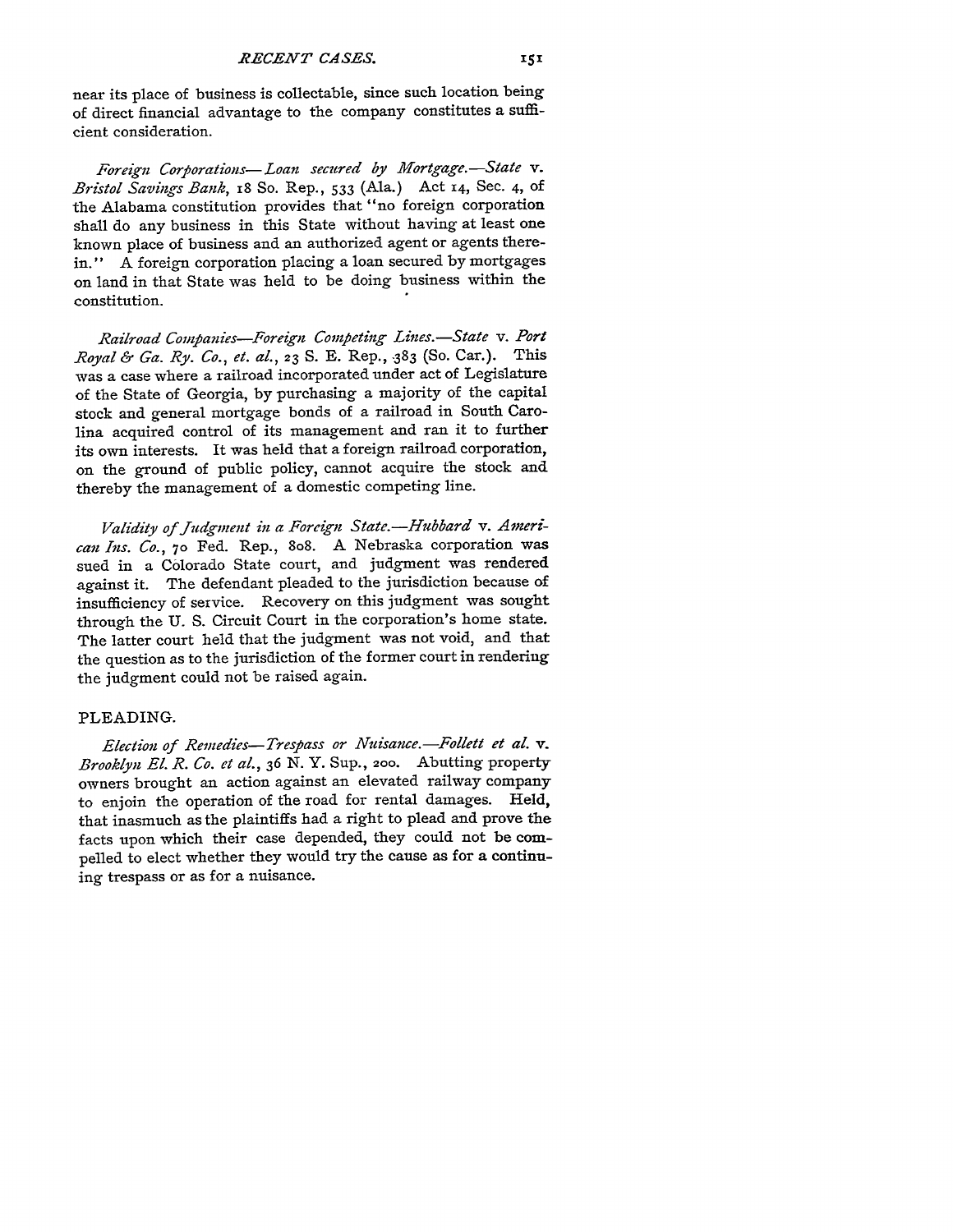near its place of business is collectable, since such location being of direct financial advantage to the company constitutes a sufficient consideration.

*Foreign Corporations—Loan secured by Mortgage.—State* v. *Bristol Savings Bank*, 18 So. Rep., 533 (Ala.) Act 14, Sec. 4, of the Alabama constitution provides that "no foreign corporation shall do any business in this State without having at least one known place of business and an authorized agent or agents therein." A foreign corporation placing a loan secured by mortgages on land in that State was held to be doing business within the constitution.

*Railroad Companies—Foreign Competing Lines.—State* v. *Port Royal & Ga. Ry. Co., et. al.*, 23 S. E. Rep., 383 (So. Car.). This was a case where a railroad incorporated under act of Legislature of the State of Georgia, by purchasing a majority of the capital stock and general mortgage bonds of a railroad in South Carolina acquired control of its management and ran it to further its own interests. It was held that a foreign railroad corporation, on the ground of public policy, cannot acquire the stock and thereby the management of a domestic competing line.

*Validity of Judgment in a Foreign State.—Hubbard* v. *American Ins. Co.*, 70 Fed. Rep., 808. A Nebraska corporation was sued in a Colorado State court, and judgment was rendered against it. The defendant pleaded to the jurisdiction because of insufficiency of service. Recovery on this judgment was sought through the U. S. Circuit Court in the corporation's home state. The latter court held that the judgment was not void, and that the question as to the jurisdiction of the former court in rendering the judgment could not be raised again.

## PLEADING.

*Election of Remedies—Trespass or Nuisance.—Follett et al.* v. *Brooklyn El. R. Co. et al.*, 36 N. Y. Sup., 200. Abutting property owners brought an action against an elevated railway company to enjoin the operation of the road for rental damages. Held, that inasmuch as the plaintiffs had a right to plead and prove the facts upon which their case depended, they could not be compelled to elect whether they would try the cause as for a continuing trespass or as for a nuisance.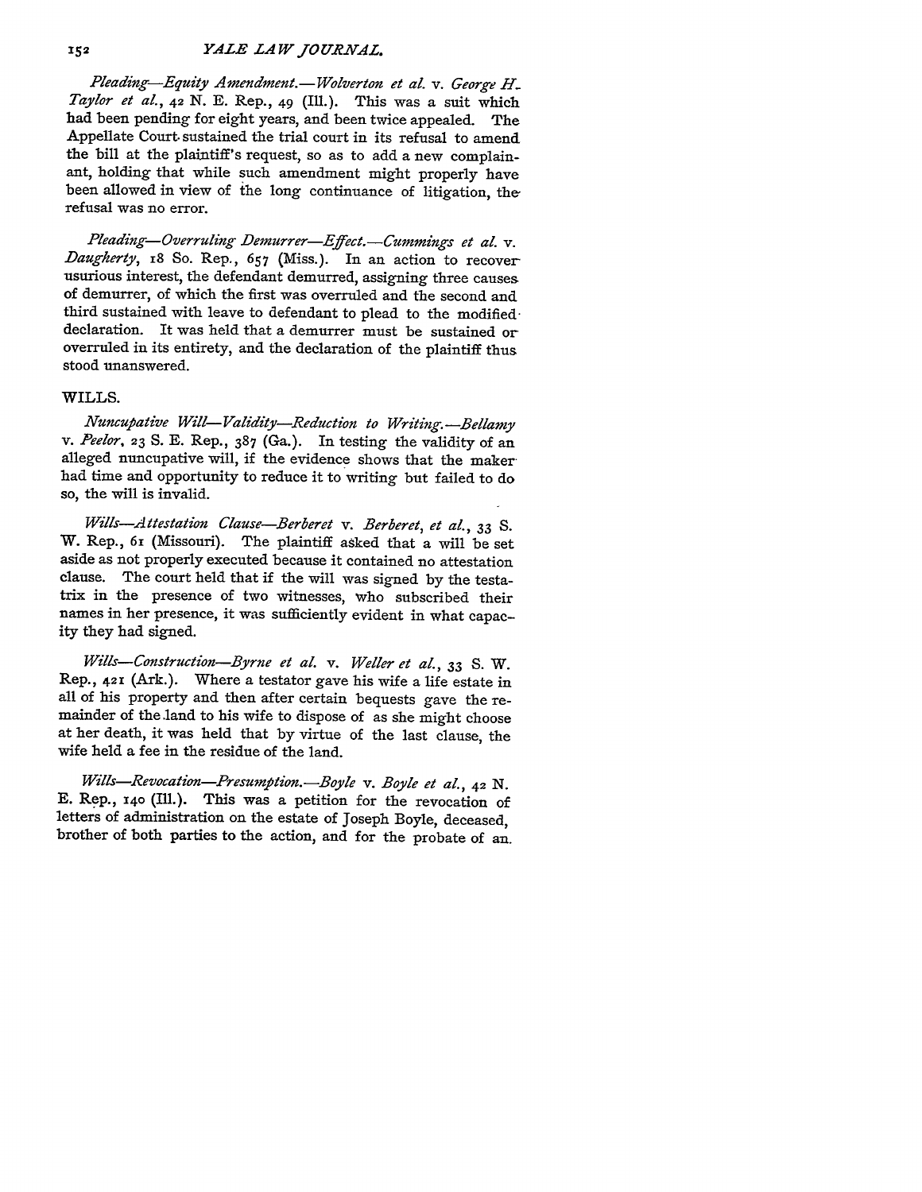*Pleading—Equity Amendment.—Wolverton et al.* v. *George H. Taylor et al.*, 42 N. E. Rep., 49 (Ill.). This was a suit which had been pending for eight years, and been twice appealed. The Appellate Court sustained the trial court in its refusal to amend the bill at the plaintiff's request, so as to add a new complainant, holding that while such amendment might properly have been allowed in view of the long continuance of litigation, the refusal was no error.

*Pleading—Overruling Demurrer—Effect.—Cummings et al.* v. *Daugherty*, 18 So. Rep., 657 (Miss.). In an action to recover usurious interest, the defendant demurred, assigning three causes of demurrer, of which the first was overruled and the second and third sustained with leave to defendant to plead to the modified declaration. It was held that a demurrer must be sustained or overruled in its entirety, and the declaration of the plaintiff thus stood unanswered.

## WILLS.

*Nuncupative Will—Validity—Reduction to Writing.—Bellamy* v. *Peelor*, 23 S. E. Rep., 387 (Ga.). In testing the validity of an alleged nuncupative will, if the evidence shows that the maker had time and opportunity to reduce it to writing but failed to do so, the will is invalid.

*Wills—Attestation Clause—Berberet* v. *Berberet, et al.*, 33 S. W. Rep., 61 (Missouri). The plaintiff asked that a will be set aside as not properly executed because it contained no attestation clause. The court held that if the will was signed by the testatrix in the presence of two witnesses, who subscribed their names in her presence, it was sufficiently evident in what capacity they had signed.

*Wills—Construction—Byrne et al.* v. *Weller et al.*, 33 S. W. Rep., 421 (Ark.). Where a testator gave his wife a life estate in all of his property and then after certain bequests gave the remainder of the land to his wife to dispose of as she might choose at her death, it was held that by virtue of the last clause, the wife held a fee in the residue of the land.

*Wills—Revocation—Presumption.—Boyle* v. *Boyle et al.*, 42 N. E. Rep., 140 (Ill.). This was a petition for the revocation of letters of administration on the estate of Joseph Boyle, deceased, brother of both parties to the action, and for the probate of an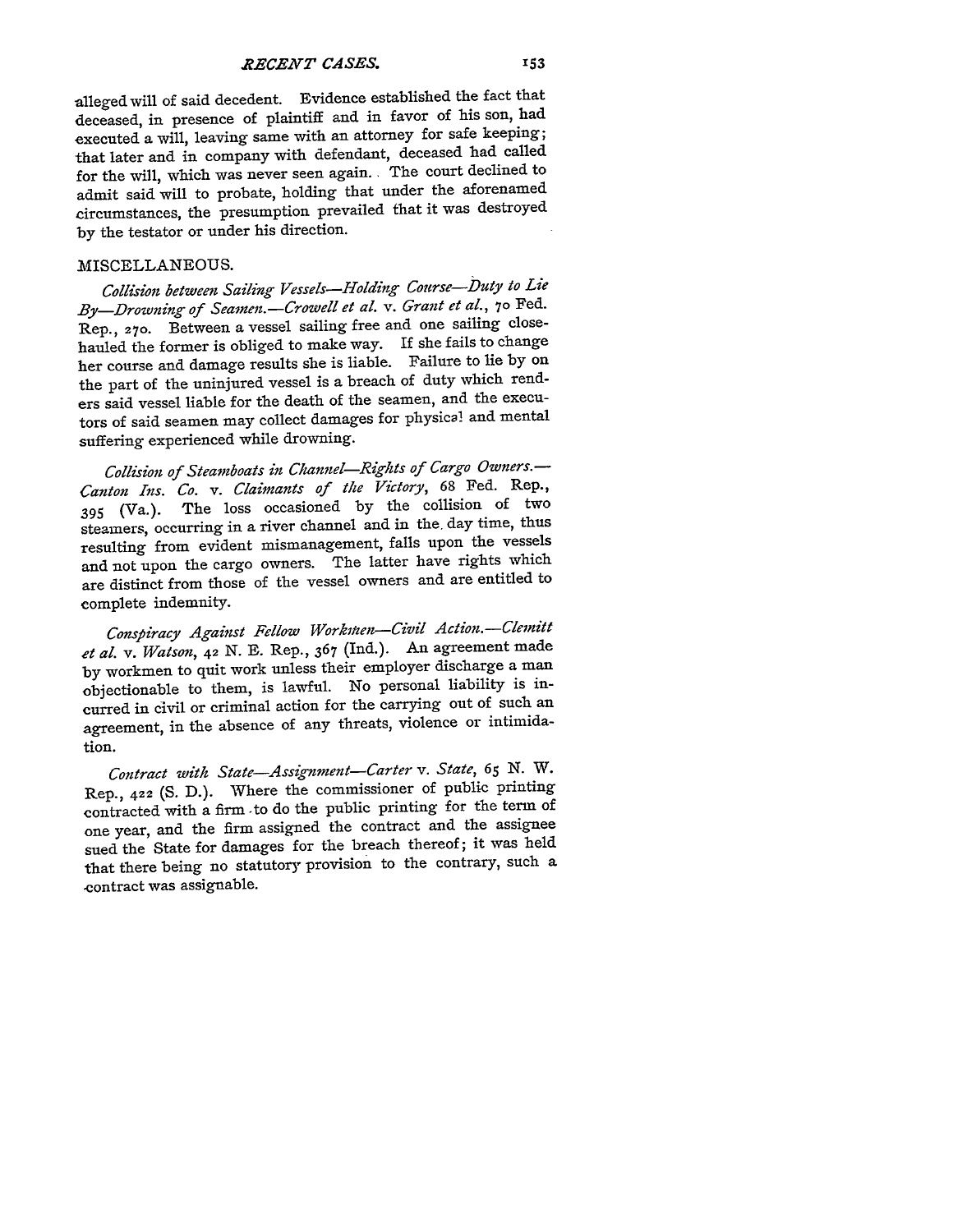alleged will of said decedent. Evidence established the fact that deceased, in presence of plaintiff and in favor of his son, had executed a will, leaving same with an attorney for safe keeping; that later and in company with defendant, deceased had called for the will, which was never seen again. The court declined to admit said will to probate, holding that under the aforenamed circumstances, the presumption prevailed that it was destroyed by the testator or under his direction.

## MISCELLANEOUS.

*Collision between Sailing Vessels—Holding Course—Duty to Lie By—Drowning of Seamen.—Crowell et al.* v. *Grant et al.*, 70 Fed. Rep., 270. Between a vessel sailing free and one sailing close-hauled the former is obliged to make way. If she fails to change her course and damage results she is liable. Failure to lie by on the part of the uninjured vessel is a breach of duty which renders said vessel liable for the death of the seamen, and the executors of said seamen may collect damages for physical and mental suffering experienced while drowning.

*Collision of Steamboats in Channel—Rights of Cargo Owners.—Canton Ins. Co.* v. *Claimants of the Victory*, 68 Fed. Rep., 395 (Va.). The loss occasioned by the collision of two steamers, occurring in a river channel and in the day time, thus resulting from evident mismanagement, falls upon the vessels and not upon the cargo owners. The latter have rights which are distinct from those of the vessel owners and are entitled to complete indemnity.

*Conspiracy Against Fellow Workmen—Civil Action.—Clemitt et al.* v. *Watson*, 42 N. E. Rep., 367 (Ind.). An agreement made by workmen to quit work unless their employer discharge a man objectionable to them, is lawful. No personal liability is incurred in civil or criminal action for the carrying out of such an agreement, in the absence of any threats, violence or intimidation.

*Contract with State—Assignment—Carter* v. *State*, 65 N. W. Rep., 422 (S. D.). Where the commissioner of public printing contracted with a firm to do the public printing for the term of one year, and the firm assigned the contract and the assignee sued the State for damages for the breach thereof; it was held that there being no statutory provision to the contrary, such a contract was assignable.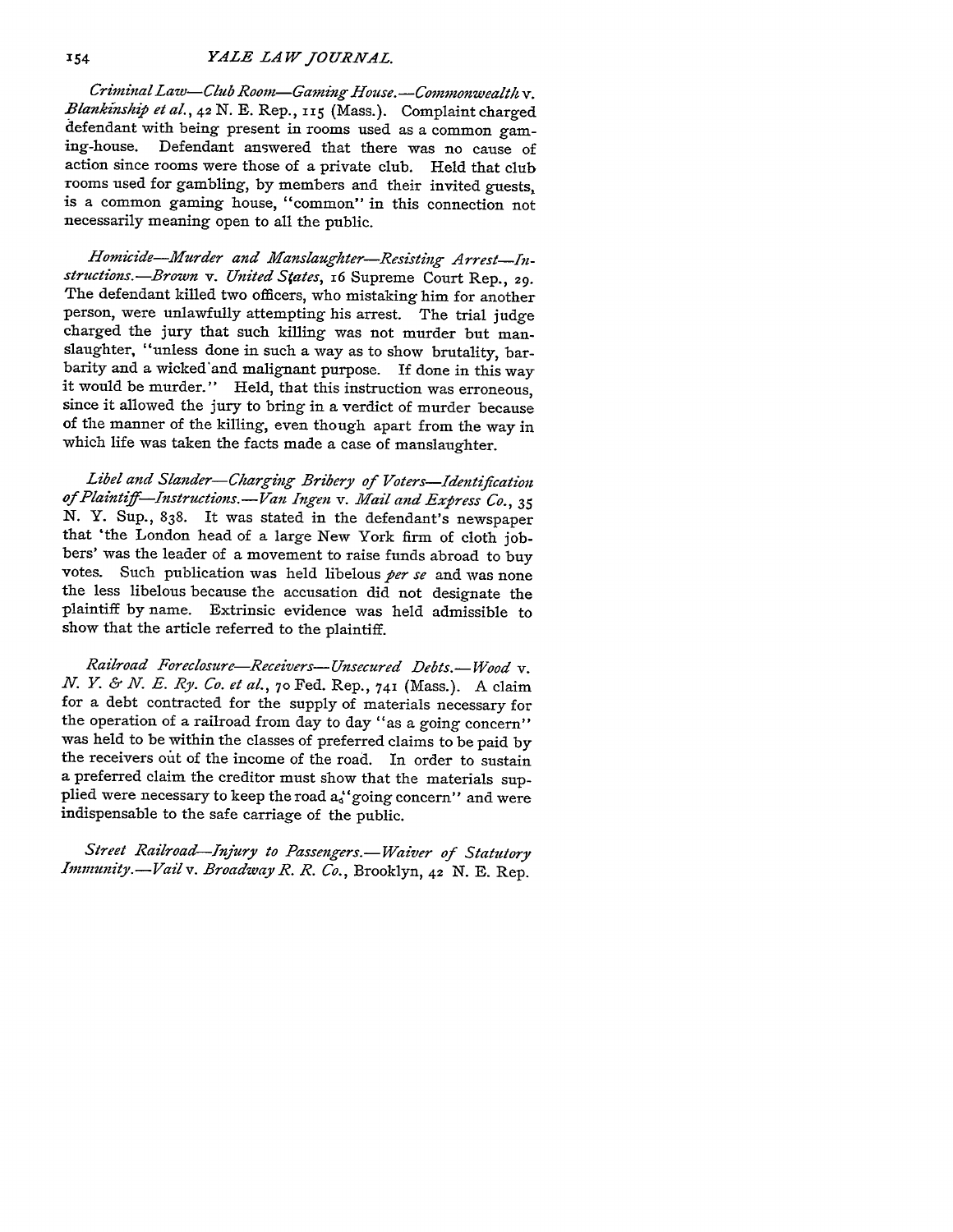*Criminal Law—Club Room—Gaming House.—Commonwealth* v. *Blankinship et al.*, 42 N. E. Rep., 115 (Mass.). Complaint charged defendant with being present in rooms used as a common gaming-house. Defendant answered that there was no cause of action since rooms were those of a private club. Held that club rooms used for gambling, by members and their invited guests, is a common gaming house, "common" in this connection not necessarily meaning open to all the public.

*Homicide—Murder and Manslaughter—Resisting Arrest—Instructions.—Brown* v. *United States*, 16 Supreme Court Rep., 29. The defendant killed two officers, who mistaking him for another person, were unlawfully attempting his arrest. The trial judge charged the jury that such killing was not murder but manslaughter, "unless done in such a way as to show brutality, barbarity and a wicked and malignant purpose. If done in this way it would be murder." Held, that this instruction was erroneous, since it allowed the jury to bring in a verdict of murder because of the manner of the killing, even though apart from the way in which life was taken the facts made a case of manslaughter.

*Libel and Slander—Charging Bribery of Voters—Identification of Plaintiff—Instructions.—Van Ingen* v. *Mail and Express Co.*, 35 N. Y. Sup., 838. It was stated in the defendant's newspaper that 'the London head of a large New York firm of cloth jobbers' was the leader of a movement to raise funds abroad to buy votes. Such publication was held libelous *per se* and was none the less libelous because the accusation did not designate the plaintiff by name. Extrinsic evidence was held admissible to show that the article referred to the plaintiff.

*Railroad Foreclosure—Receivers—Unsecured Debts.—Wood* v. *N. Y. & N. E. Ry. Co. et al.*, 70 Fed. Rep., 741 (Mass.). A claim for a debt contracted for the supply of materials necessary for the operation of a railroad from day to day "as a going concern" was held to be within the classes of preferred claims to be paid by the receivers out of the income of the road. In order to sustain a preferred claim the creditor must show that the materials supplied were necessary to keep the road a "going concern" and were indispensable to the safe carriage of the public.

*Street Railroad—Injury to Passengers.—Waiver of Statutory Immunity.—Vail* v. *Broadway R. R. Co.*, Brooklyn, 42 N. E. Rep.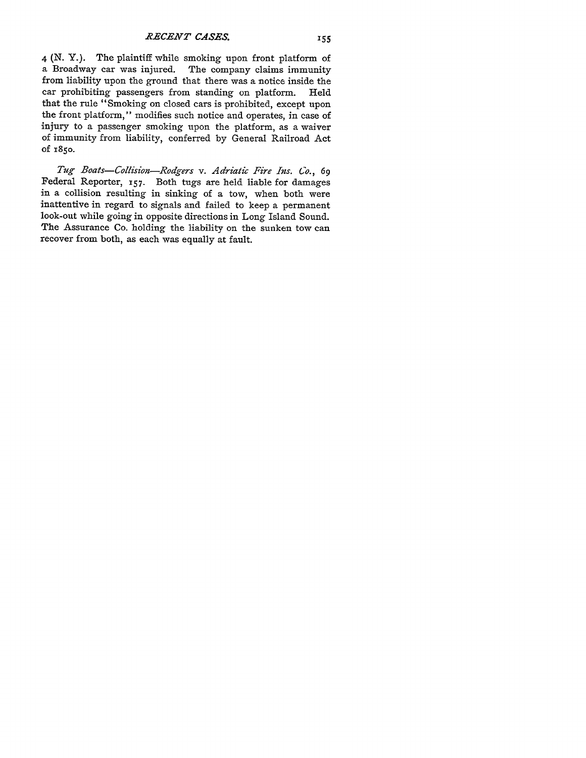4 (N. Y.). The plaintiff while smoking upon front platform of a Broadway car was injured. The company claims immunity from liability upon the ground that there was a notice inside the car prohibiting passengers from standing on platform. Held that the rule "Smoking on closed cars is prohibited, except upon the front platform," modifies such notice and operates, in case of injury to a passenger smoking upon the platform, as a waiver of immunity from liability, conferred by General Railroad Act of 1850.

*Tug Boats—Collision—Rodgers* v. *Adriatic Fire Ins. Co.*, 69 Federal Reporter, 157. Both tugs are held liable for damages in a collision resulting in sinking of a tow, when both were inattentive in regard to signals and failed to keep a permanent look-out while going in opposite directions in Long Island Sound. The Assurance Co. holding the liability on the sunken tow can recover from both, as each was equally at fault.